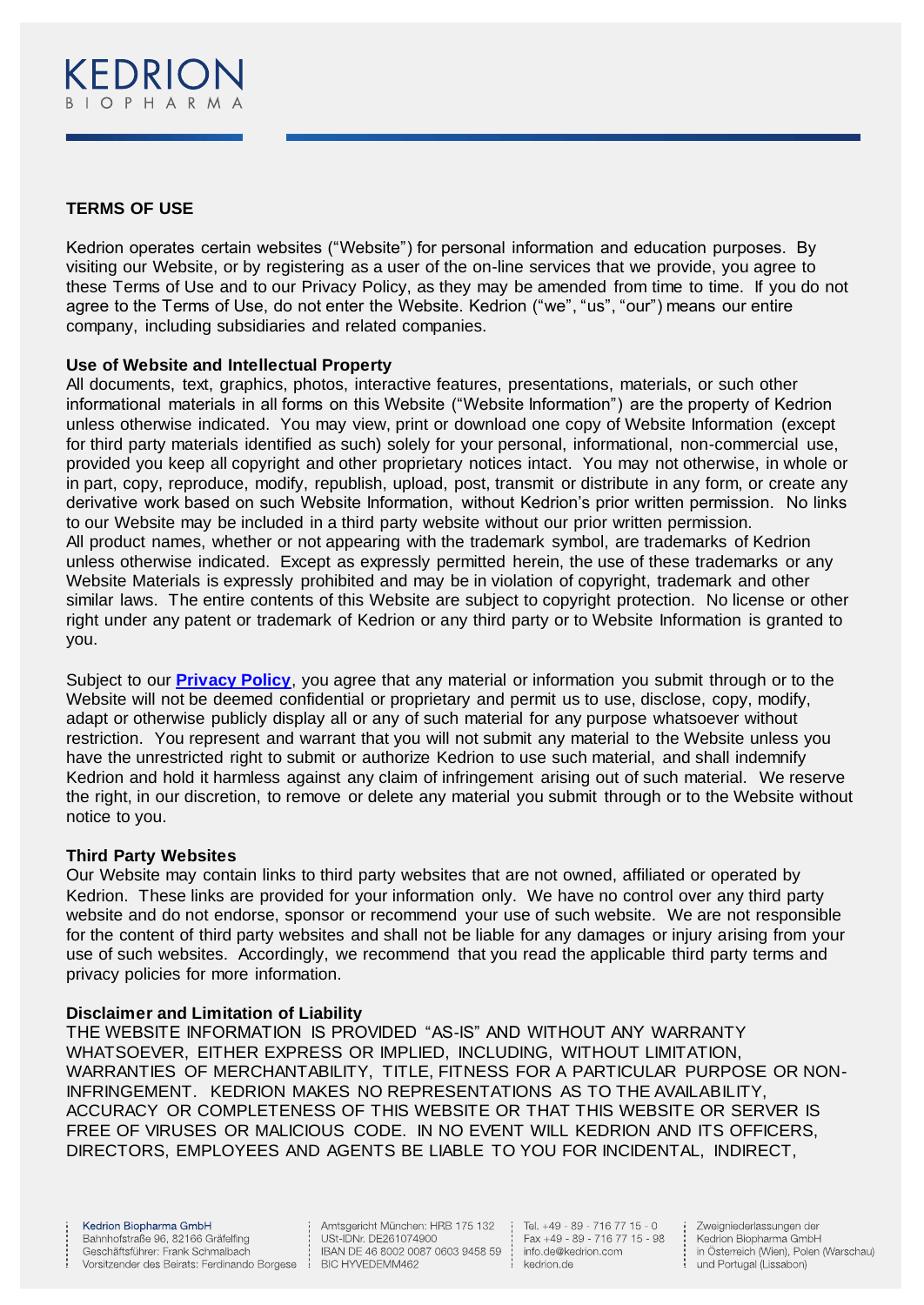## TERMS OF USE

Kedrion operates certain websites ("Website") for personal information and education purposes. By visiting our Website, or by registering as a user of the on-line services that we provide, you agree to these Terms of Use and to our Privacy Policy, as they may be amended from time to time. If you do not agree to the Terms of Use, do not enter the Website. Kedrion ("we", "us", "our") means our entire company, including subsidiaries and related companies.

**Use of Website and Intellectual Property**

All documents, text, graphics, photos, interactive features, presentations, materials, or such other informational materials in all forms on this Website ("Website Information") are the property of Kedrion unless otherwise indicated. You may view, print or download one copy of Website Information (except for third party materials identified as such) solely for your personal, informational, non-commercial use, provided you keep all copyright and other proprietary notices intact. You may not otherwise, in whole or in part, copy, reproduce, modify, republish, upload, post, transmit or distribute in any form, or create any derivative work based on such Website Information, without Kedrion's prior written permission. No links to our Website may be included in a third party website without our prior written permission.
All product names, whether or not appearing with the trademark symbol, are trademarks of Kedrion unless otherwise indicated. Except as expressly permitted herein, the use of these trademarks or any Website Materials is expressly prohibited and may be in violation of copyright, trademark and other similar laws. The entire contents of this Website are subject to copyright protection. No license or other right under any patent or trademark of Kedrion or any third party or to Website Information is granted to you.

Subject to our **Privacy Policy**, you agree that any material or information you submit through or to the Website will not be deemed confidential or proprietary and permit us to use, disclose, copy, modify, adapt or otherwise publicly display all or any of such material for any purpose whatsoever without restriction. You represent and warrant that you will not submit any material to the Website unless you have the unrestricted right to submit or authorize Kedrion to use such material, and shall indemnify Kedrion and hold it harmless against any claim of infringement arising out of such material. We reserve the right, in our discretion, to remove or delete any material you submit through or to the Website without notice to you.

**Third Party Websites**

Our Website may contain links to third party websites that are not owned, affiliated or operated by Kedrion. These links are provided for your information only. We have no control over any third party website and do not endorse, sponsor or recommend your use of such website. We are not responsible for the content of third party websites and shall not be liable for any damages or injury arising from your use of such websites. Accordingly, we recommend that you read the applicable third party terms and privacy policies for more information.

**Disclaimer and Limitation of Liability**

THE WEBSITE INFORMATION IS PROVIDED "AS-IS" AND WITHOUT ANY WARRANTY WHATSOEVER, EITHER EXPRESS OR IMPLIED, INCLUDING, WITHOUT LIMITATION, WARRANTIES OF MERCHANTABILITY, TITLE, FITNESS FOR A PARTICULAR PURPOSE OR NON-INFRINGEMENT. KEDRION MAKES NO REPRESENTATIONS AS TO THE AVAILABILITY, ACCURACY OR COMPLETENESS OF THIS WEBSITE OR THAT THIS WEBSITE OR SERVER IS FREE OF VIRUSES OR MALICIOUS CODE. IN NO EVENT WILL KEDRION AND ITS OFFICERS, DIRECTORS, EMPLOYEES AND AGENTS BE LIABLE TO YOU FOR INCIDENTAL, INDIRECT,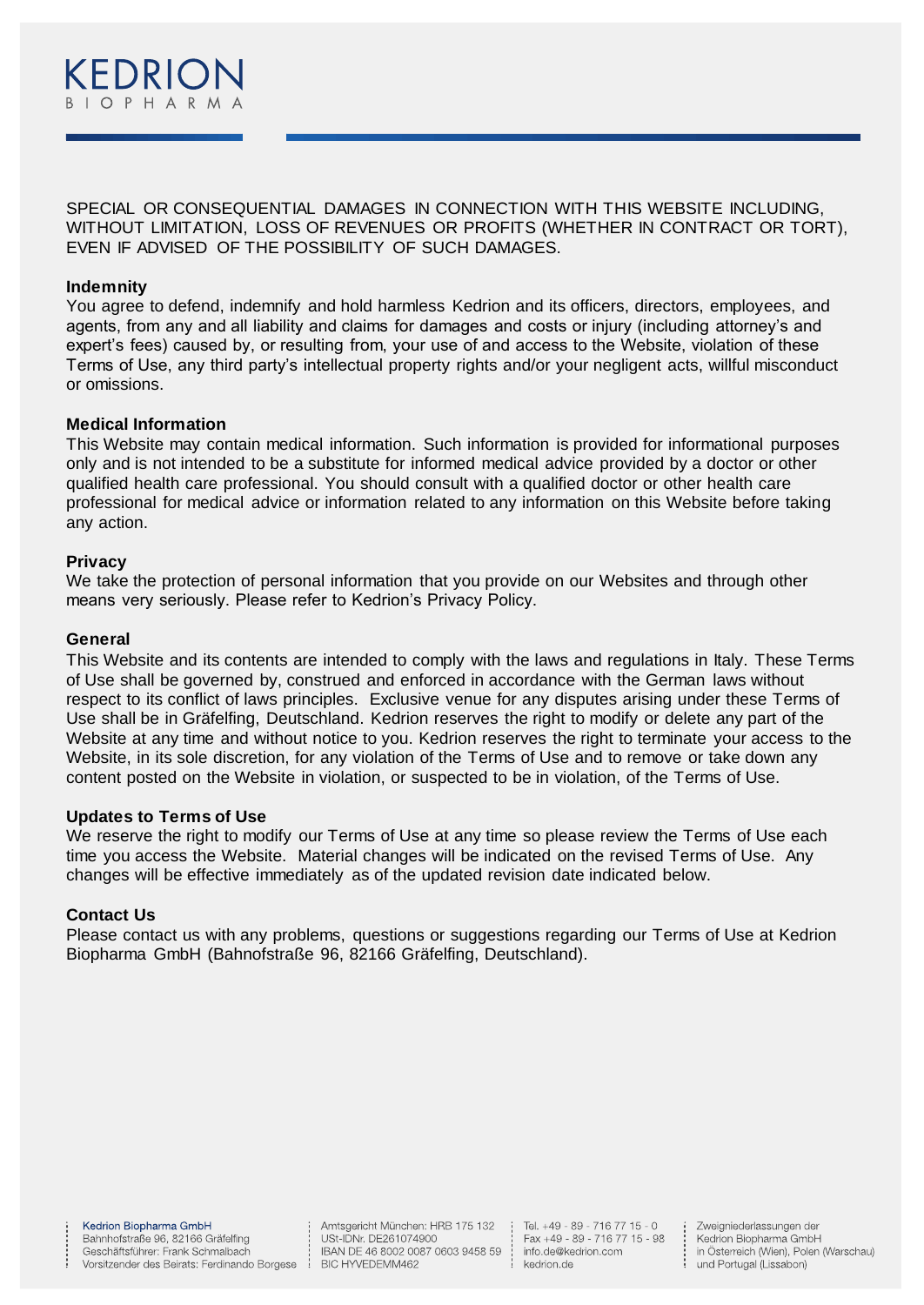SPECIAL OR CONSEQUENTIAL DAMAGES IN CONNECTION WITH THIS WEBSITE INCLUDING, WITHOUT LIMITATION, LOSS OF REVENUES OR PROFITS (WHETHER IN CONTRACT OR TORT), EVEN IF ADVISED OF THE POSSIBILITY OF SUCH DAMAGES.

**Indemnity**

You agree to defend, indemnify and hold harmless Kedrion and its officers, directors, employees, and agents, from any and all liability and claims for damages and costs or injury (including attorney's and expert's fees) caused by, or resulting from, your use of and access to the Website, violation of these Terms of Use, any third party's intellectual property rights and/or your negligent acts, willful misconduct or omissions.

**Medical Information**

This Website may contain medical information. Such information is provided for informational purposes only and is not intended to be a substitute for informed medical advice provided by a doctor or other qualified health care professional. You should consult with a qualified doctor or other health care professional for medical advice or information related to any information on this Website before taking any action.

**Privacy**

We take the protection of personal information that you provide on our Websites and through other means very seriously. Please refer to Kedrion's Privacy Policy.

**General**

This Website and its contents are intended to comply with the laws and regulations in Italy. These Terms of Use shall be governed by, construed and enforced in accordance with the German laws without respect to its conflict of laws principles. Exclusive venue for any disputes arising under these Terms of Use shall be in Gräfelfing, Deutschland. Kedrion reserves the right to modify or delete any part of the Website at any time and without notice to you. Kedrion reserves the right to terminate your access to the Website, in its sole discretion, for any violation of the Terms of Use and to remove or take down any content posted on the Website in violation, or suspected to be in violation, of the Terms of Use.

**Updates to Terms of Use**

We reserve the right to modify our Terms of Use at any time so please review the Terms of Use each time you access the Website. Material changes will be indicated on the revised Terms of Use. Any changes will be effective immediately as of the updated revision date indicated below.

**Contact Us**

Please contact us with any problems, questions or suggestions regarding our Terms of Use at Kedrion Biopharma GmbH (Bahnofstraße 96, 82166 Gräfelfing, Deutschland).